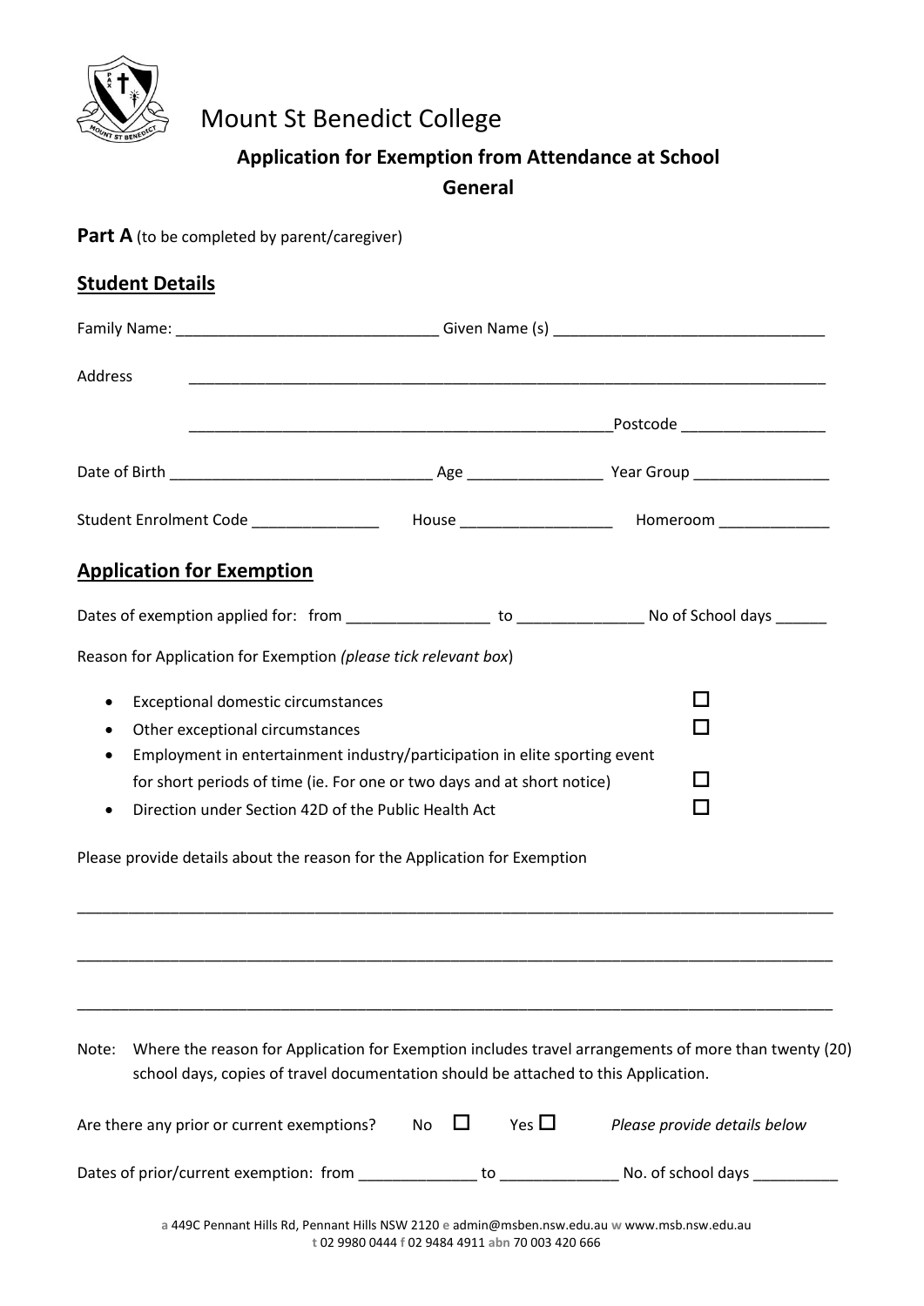# Mount St Benedict College

## Application for Exemption from Attendance at School

## General

**Part A** (to be completed by parent/caregiver)

### Student Details

Family Name: ______________________________ Given Name (s) ______________________________

Address ______________________________________________________________________________

______________________________________________________Postcode _________________

Date of Birth ______________________________ Age ________________ Year Group ________________

Student Enrolment Code _______________ House __________________ Homeroom _____________

### Application for Exemption

Dates of exemption applied for: from _________________ to _______________ No of School days ______

Reason for Application for Exemption *(please tick relevant box)*

- Exceptional domestic circumstances ☐
- Other exceptional circumstances ☐
- Employment in entertainment industry/participation in elite sporting event for short periods of time (ie. For one or two days and at short notice) ☐
- Direction under Section 42D of the Public Health Act ☐

Please provide details about the reason for the Application for Exemption

__________________________________________________________________________________________

__________________________________________________________________________________________

__________________________________________________________________________________________

Note: Where the reason for Application for Exemption includes travel arrangements of more than twenty (20) school days, copies of travel documentation should be attached to this Application.

Are there any prior or current exemptions? No ☐ Yes ☐ *Please provide details below*

Dates of prior/current exemption: from ______________ to ______________ No. of school days __________

a 449C Pennant Hills Rd, Pennant Hills NSW 2120 e admin@msben.nsw.edu.au w www.msb.nsw.edu.au
t 02 9980 0444 f 02 9484 4911 abn 70 003 420 666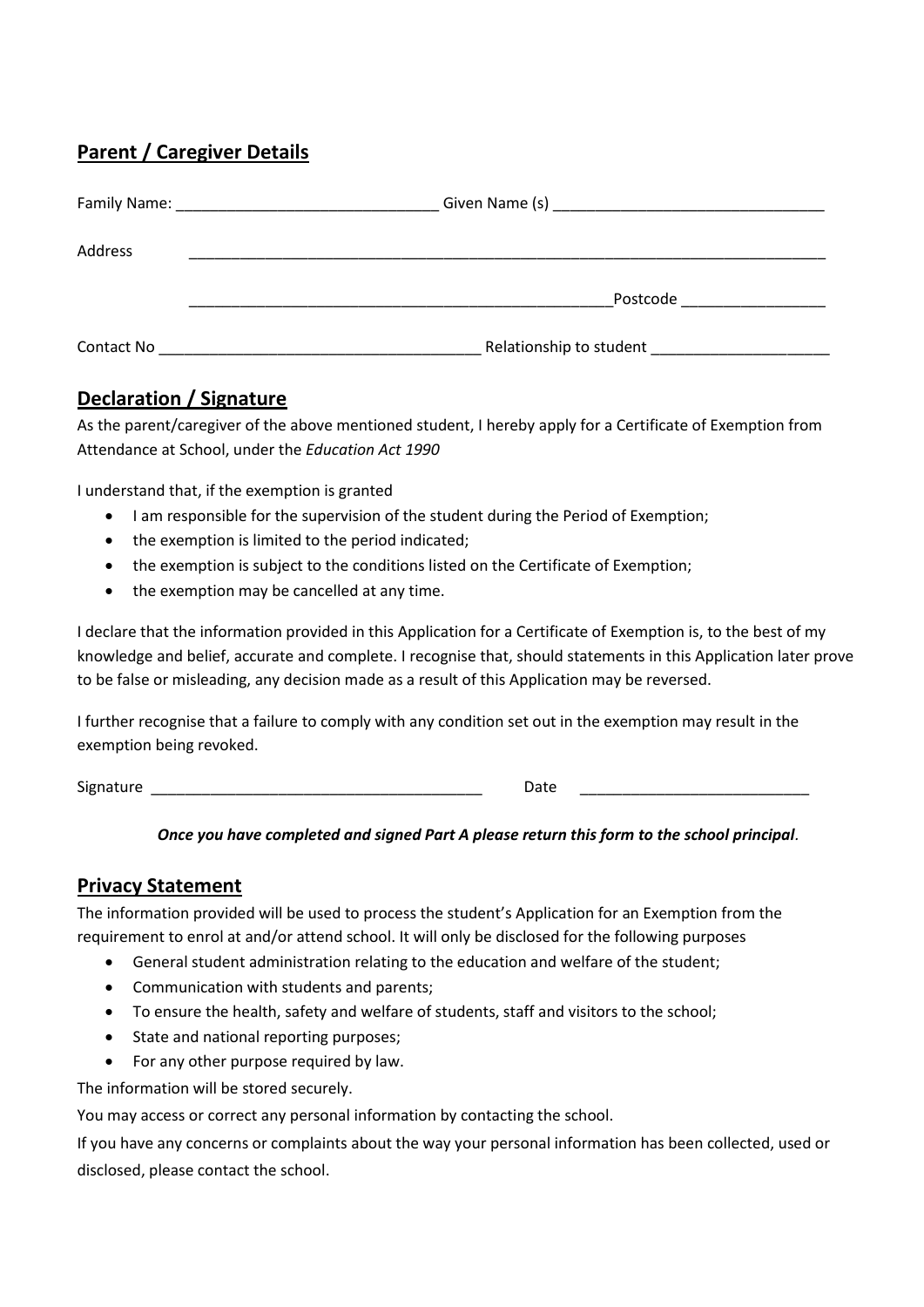## Parent / Caregiver Details

Family Name: _______________________________ Given Name (s) ________________________________

Address ______________________________________________________________________________

__________________________________________________Postcode _________________

Contact No ______________________________________ Relationship to student _____________________

## Declaration / Signature

As the parent/caregiver of the above mentioned student, I hereby apply for a Certificate of Exemption from Attendance at School, under the *Education Act 1990*

I understand that, if the exemption is granted

- I am responsible for the supervision of the student during the Period of Exemption;
- the exemption is limited to the period indicated;
- the exemption is subject to the conditions listed on the Certificate of Exemption;
- the exemption may be cancelled at any time.

I declare that the information provided in this Application for a Certificate of Exemption is, to the best of my knowledge and belief, accurate and complete. I recognise that, should statements in this Application later prove to be false or misleading, any decision made as a result of this Application may be reversed.

I further recognise that a failure to comply with any condition set out in the exemption may result in the exemption being revoked.

Signature _______________________________________ Date ___________________________

***Once you have completed and signed Part A please return this form to the school principal*.**

## Privacy Statement

The information provided will be used to process the student's Application for an Exemption from the requirement to enrol at and/or attend school. It will only be disclosed for the following purposes

- General student administration relating to the education and welfare of the student;
- Communication with students and parents;
- To ensure the health, safety and welfare of students, staff and visitors to the school;
- State and national reporting purposes;
- For any other purpose required by law.

The information will be stored securely.

You may access or correct any personal information by contacting the school.

If you have any concerns or complaints about the way your personal information has been collected, used or disclosed, please contact the school.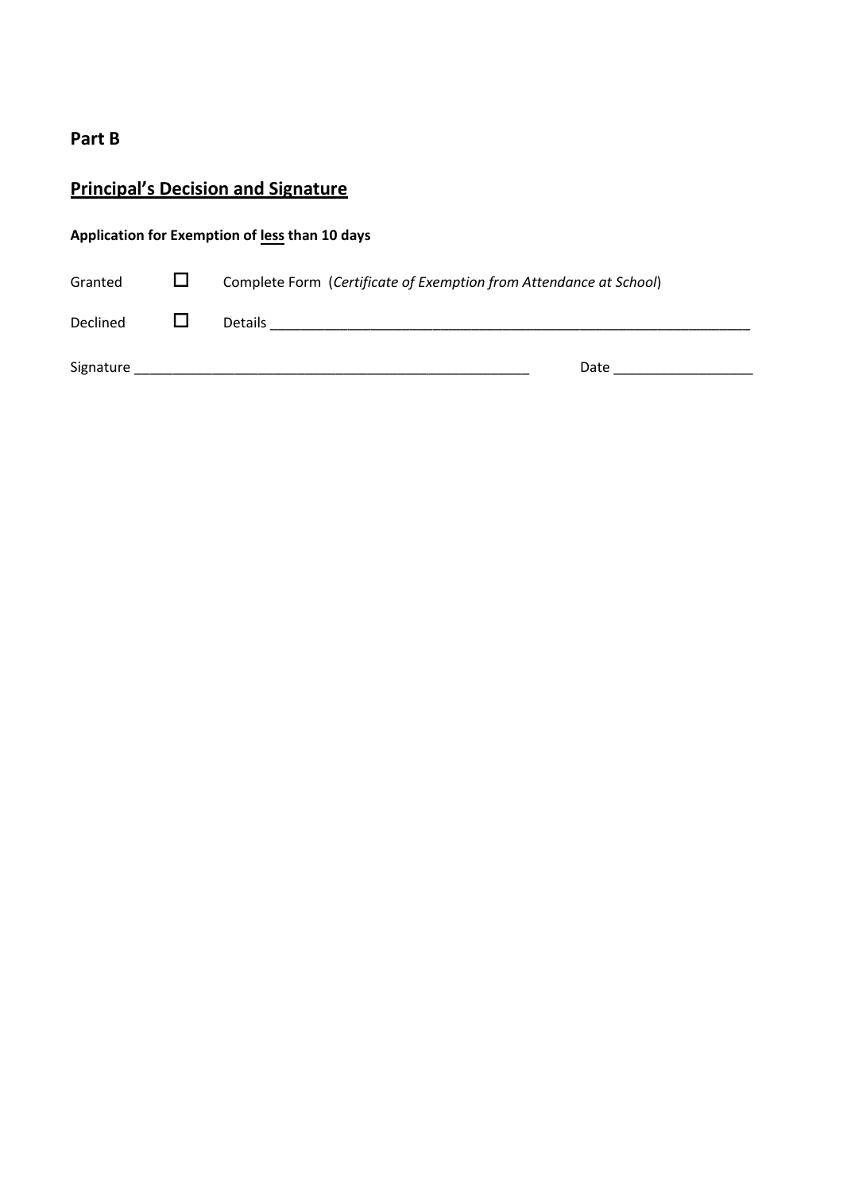## Part B

## <u>Principal's Decision and Signature</u>

**Application for Exemption of <u>less</u> than 10 days**

Granted ☐ Complete Form (*Certificate of Exemption from Attendance at School*)

Declined ☐ Details _______________________________________________________________

Signature ____________________________________________________ Date __________________